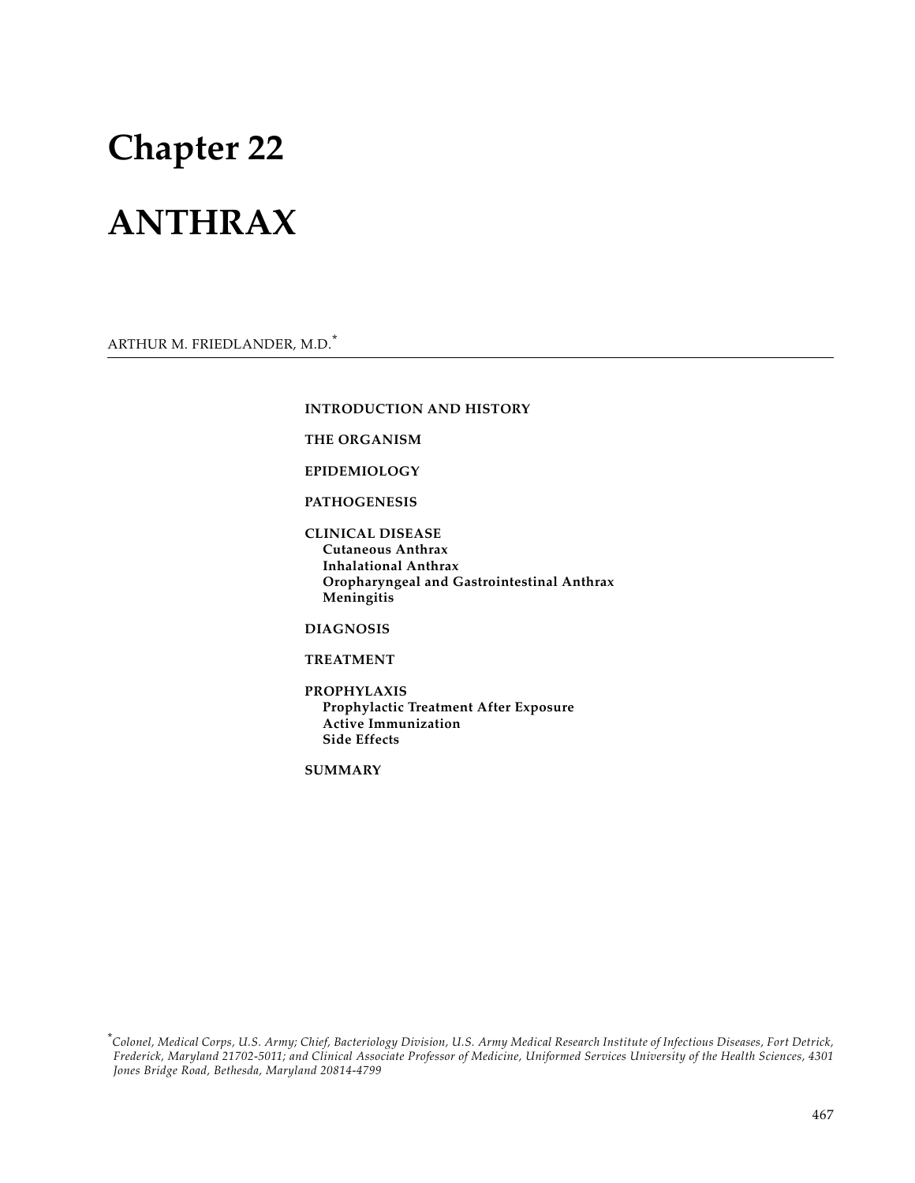# Chapter 22

# ANTHRAX

ARTHUR M. FRIEDLANDER, M.D.*

**INTRODUCTION AND HISTORY**

**THE ORGANISM**

**EPIDEMIOLOGY**

**PATHOGENESIS**

**CLINICAL DISEASE**
- **Cutaneous Anthrax**
- **Inhalational Anthrax**
- **Oropharyngeal and Gastrointestinal Anthrax**
- **Meningitis**

**DIAGNOSIS**

**TREATMENT**

**PROPHYLAXIS**
- **Prophylactic Treatment After Exposure**
- **Active Immunization**
- **Side Effects**

**SUMMARY**

*Colonel, Medical Corps, U.S. Army; Chief, Bacteriology Division, U.S. Army Medical Research Institute of Infectious Diseases, Fort Detrick, Frederick, Maryland 21702-5011; and Clinical Associate Professor of Medicine, Uniformed Services University of the Health Sciences, 4301 Jones Bridge Road, Bethesda, Maryland 20814-4799*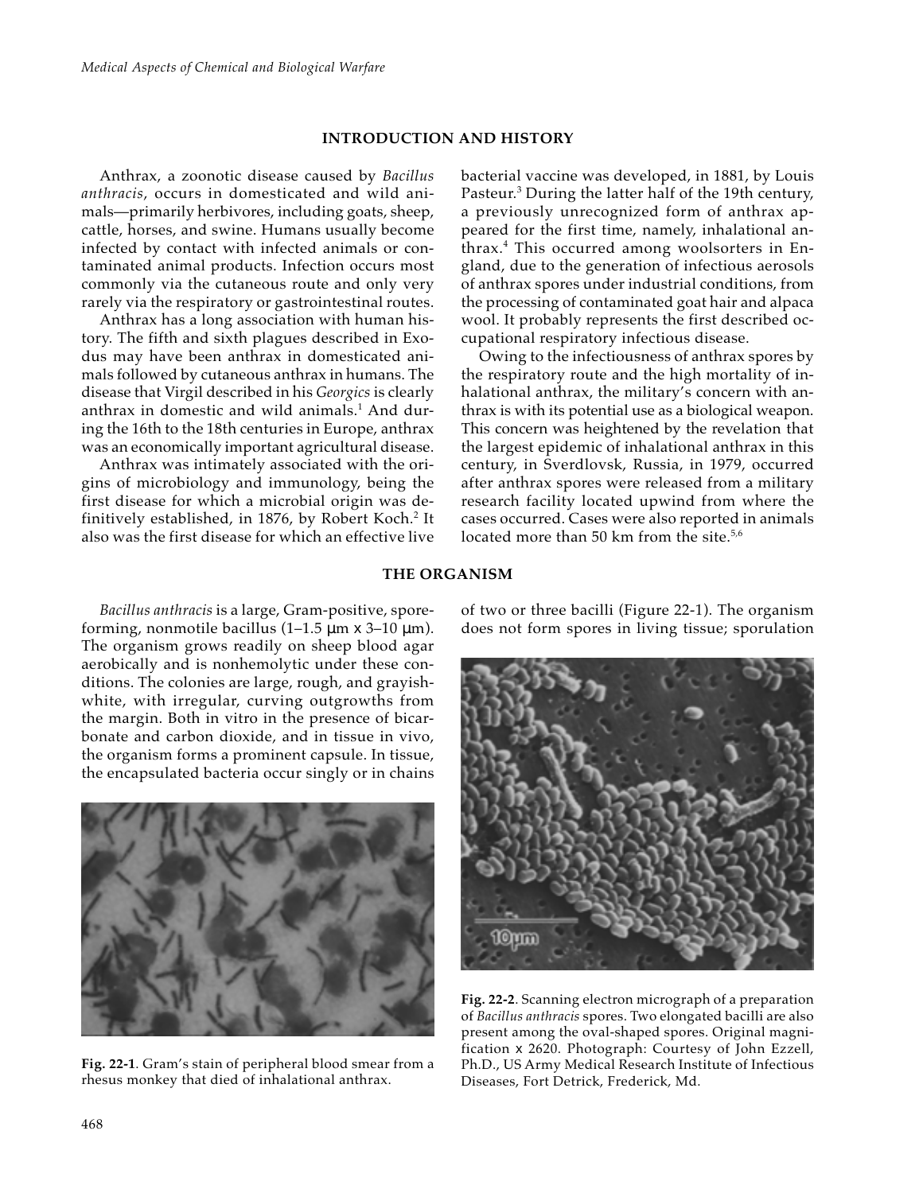## INTRODUCTION AND HISTORY

Anthrax, a zoonotic disease caused by *Bacillus anthracis*, occurs in domesticated and wild animals—primarily herbivores, including goats, sheep, cattle, horses, and swine. Humans usually become infected by contact with infected animals or contaminated animal products. Infection occurs most commonly via the cutaneous route and only very rarely via the respiratory or gastrointestinal routes.

Anthrax has a long association with human history. The fifth and sixth plagues described in Exodus may have been anthrax in domesticated animals followed by cutaneous anthrax in humans. The disease that Virgil described in his *Georgics* is clearly anthrax in domestic and wild animals.[1] And during the 16th to the 18th centuries in Europe, anthrax was an economically important agricultural disease.

Anthrax was intimately associated with the origins of microbiology and immunology, being the first disease for which a microbial origin was definitively established, in 1876, by Robert Koch.[2] It also was the first disease for which an effective live bacterial vaccine was developed, in 1881, by Louis Pasteur.[3] During the latter half of the 19th century, a previously unrecognized form of anthrax appeared for the first time, namely, inhalational anthrax.[4] This occurred among woolsorters in England, due to the generation of infectious aerosols of anthrax spores under industrial conditions, from the processing of contaminated goat hair and alpaca wool. It probably represents the first described occupational respiratory infectious disease.

Owing to the infectiousness of anthrax spores by the respiratory route and the high mortality of inhalational anthrax, the military's concern with anthrax is with its potential use as a biological weapon. This concern was heightened by the revelation that the largest epidemic of inhalational anthrax in this century, in Sverdlovsk, Russia, in 1979, occurred after anthrax spores were released from a military research facility located upwind from where the cases occurred. Cases were also reported in animals located more than 50 km from the site.[5,6]

## THE ORGANISM

*Bacillus anthracis* is a large, Gram-positive, spore-forming, nonmotile bacillus (1–1.5 µm x 3–10 µm). The organism grows readily on sheep blood agar aerobically and is nonhemolytic under these conditions. The colonies are large, rough, and grayish-white, with irregular, curving outgrowths from the margin. Both in vitro in the presence of bicarbonate and carbon dioxide, and in tissue in vivo, the organism forms a prominent capsule. In tissue, the encapsulated bacteria occur singly or in chains of two or three bacilli (Figure 22-1). The organism does not form spores in living tissue; sporulation

**Fig. 22-1**. Gram's stain of peripheral blood smear from a rhesus monkey that died of inhalational anthrax.

**Fig. 22-2**. Scanning electron micrograph of a preparation of *Bacillus anthracis* spores. Two elongated bacilli are also present among the oval-shaped spores. Original magnification x 2620. Photograph: Courtesy of John Ezzell, Ph.D., US Army Medical Research Institute of Infectious Diseases, Fort Detrick, Frederick, Md.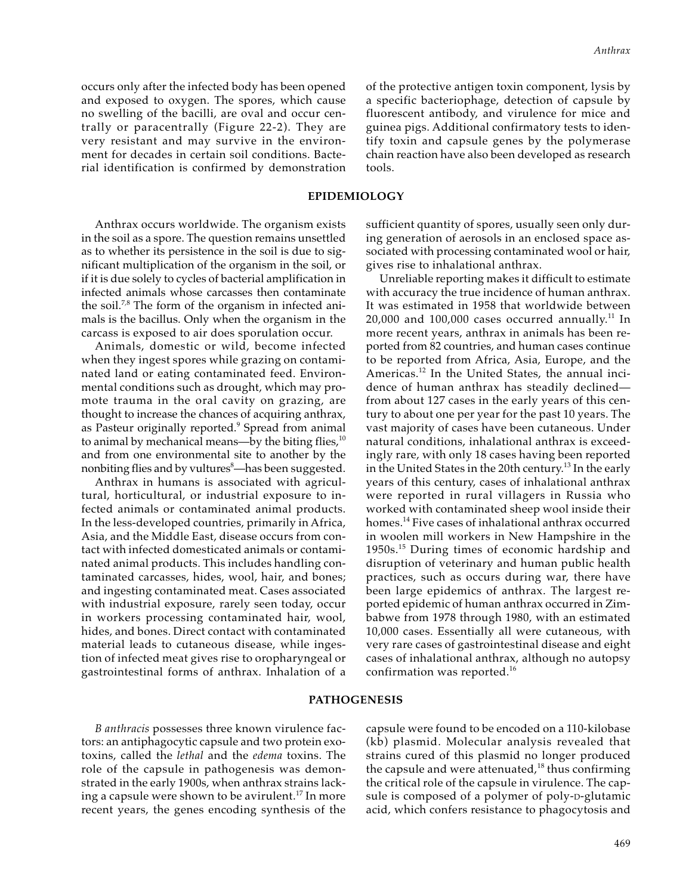occurs only after the infected body has been opened and exposed to oxygen. The spores, which cause no swelling of the bacilli, are oval and occur centrally or paracentrally (Figure 22-2). They are very resistant and may survive in the environment for decades in certain soil conditions. Bacterial identification is confirmed by demonstration of the protective antigen toxin component, lysis by a specific bacteriophage, detection of capsule by fluorescent antibody, and virulence for mice and guinea pigs. Additional confirmatory tests to identify toxin and capsule genes by the polymerase chain reaction have also been developed as research tools.

## EPIDEMIOLOGY

Anthrax occurs worldwide. The organism exists in the soil as a spore. The question remains unsettled as to whether its persistence in the soil is due to significant multiplication of the organism in the soil, or if it is due solely to cycles of bacterial amplification in infected animals whose carcasses then contaminate the soil.[7,8] The form of the organism in infected animals is the bacillus. Only when the organism in the carcass is exposed to air does sporulation occur.

Animals, domestic or wild, become infected when they ingest spores while grazing on contaminated land or eating contaminated feed. Environmental conditions such as drought, which may promote trauma in the oral cavity on grazing, are thought to increase the chances of acquiring anthrax, as Pasteur originally reported.[9] Spread from animal to animal by mechanical means—by the biting flies,[10] and from one environmental site to another by the nonbiting flies and by vultures[8]—has been suggested.

Anthrax in humans is associated with agricultural, horticultural, or industrial exposure to infected animals or contaminated animal products. In the less-developed countries, primarily in Africa, Asia, and the Middle East, disease occurs from contact with infected domesticated animals or contaminated animal products. This includes handling contaminated carcasses, hides, wool, hair, and bones; and ingesting contaminated meat. Cases associated with industrial exposure, rarely seen today, occur in workers processing contaminated hair, wool, hides, and bones. Direct contact with contaminated material leads to cutaneous disease, while ingestion of infected meat gives rise to oropharyngeal or gastrointestinal forms of anthrax. Inhalation of a sufficient quantity of spores, usually seen only during generation of aerosols in an enclosed space associated with processing contaminated wool or hair, gives rise to inhalational anthrax.

Unreliable reporting makes it difficult to estimate with accuracy the true incidence of human anthrax. It was estimated in 1958 that worldwide between 20,000 and 100,000 cases occurred annually.[11] In more recent years, anthrax in animals has been reported from 82 countries, and human cases continue to be reported from Africa, Asia, Europe, and the Americas.[12] In the United States, the annual incidence of human anthrax has steadily declined—from about 127 cases in the early years of this century to about one per year for the past 10 years. The vast majority of cases have been cutaneous. Under natural conditions, inhalational anthrax is exceedingly rare, with only 18 cases having been reported in the United States in the 20th century.[13] In the early years of this century, cases of inhalational anthrax were reported in rural villagers in Russia who worked with contaminated sheep wool inside their homes.[14] Five cases of inhalational anthrax occurred in woolen mill workers in New Hampshire in the 1950s.[15] During times of economic hardship and disruption of veterinary and human public health practices, such as occurs during war, there have been large epidemics of anthrax. The largest reported epidemic of human anthrax occurred in Zimbabwe from 1978 through 1980, with an estimated 10,000 cases. Essentially all were cutaneous, with very rare cases of gastrointestinal disease and eight cases of inhalational anthrax, although no autopsy confirmation was reported.[16]

## PATHOGENESIS

*B anthracis* possesses three known virulence factors: an antiphagocytic capsule and two protein exotoxins, called the *lethal* and the *edema* toxins. The role of the capsule in pathogenesis was demonstrated in the early 1900s, when anthrax strains lacking a capsule were shown to be avirulent.[17] In more recent years, the genes encoding synthesis of the capsule were found to be encoded on a 110-kilobase (kb) plasmid. Molecular analysis revealed that strains cured of this plasmid no longer produced the capsule and were attenuated,[18] thus confirming the critical role of the capsule in virulence. The capsule is composed of a polymer of poly-D-glutamic acid, which confers resistance to phagocytosis and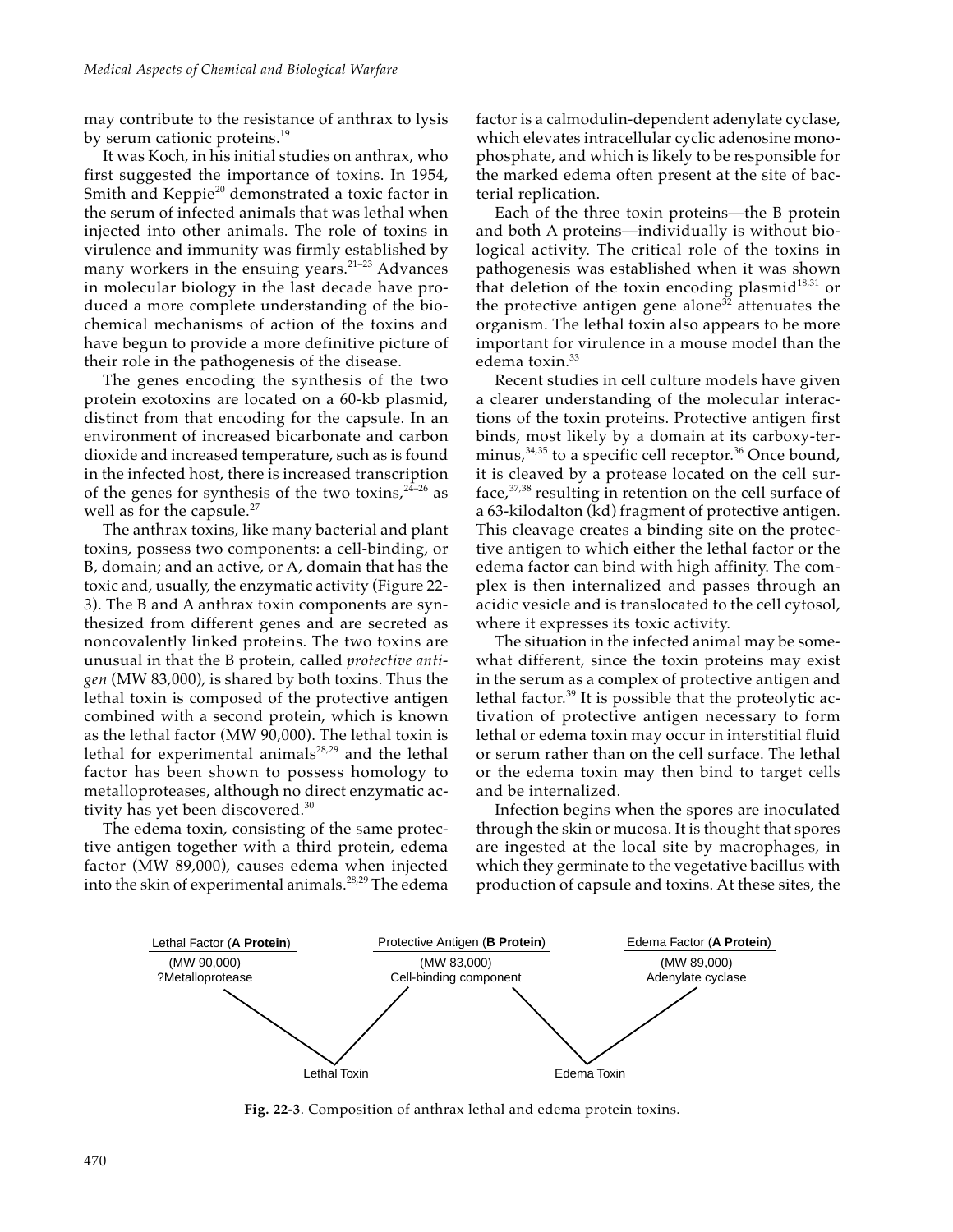may contribute to the resistance of anthrax to lysis by serum cationic proteins.[19]

It was Koch, in his initial studies on anthrax, who first suggested the importance of toxins. In 1954, Smith and Keppie[20] demonstrated a toxic factor in the serum of infected animals that was lethal when injected into other animals. The role of toxins in virulence and immunity was firmly established by many workers in the ensuing years.[21–23] Advances in molecular biology in the last decade have produced a more complete understanding of the biochemical mechanisms of action of the toxins and have begun to provide a more definitive picture of their role in the pathogenesis of the disease.

The genes encoding the synthesis of the two protein exotoxins are located on a 60-kb plasmid, distinct from that encoding for the capsule. In an environment of increased bicarbonate and carbon dioxide and increased temperature, such as is found in the infected host, there is increased transcription of the genes for synthesis of the two toxins,[24–26] as well as for the capsule.[27]

The anthrax toxins, like many bacterial and plant toxins, possess two components: a cell-binding, or B, domain; and an active, or A, domain that has the toxic and, usually, the enzymatic activity (Figure 22-3). The B and A anthrax toxin components are synthesized from different genes and are secreted as noncovalently linked proteins. The two toxins are unusual in that the B protein, called *protective antigen* (MW 83,000), is shared by both toxins. Thus the lethal toxin is composed of the protective antigen combined with a second protein, which is known as the lethal factor (MW 90,000). The lethal toxin is lethal for experimental animals[28,29] and the lethal factor has been shown to possess homology to metalloproteases, although no direct enzymatic activity has yet been discovered.[30]

The edema toxin, consisting of the same protective antigen together with a third protein, edema factor (MW 89,000), causes edema when injected into the skin of experimental animals.[28,29] The edema factor is a calmodulin-dependent adenylate cyclase, which elevates intracellular cyclic adenosine monophosphate, and which is likely to be responsible for the marked edema often present at the site of bacterial replication.

Each of the three toxin proteins—the B protein and both A proteins—individually is without biological activity. The critical role of the toxins in pathogenesis was established when it was shown that deletion of the toxin encoding plasmid[18,31] or the protective antigen gene alone[32] attenuates the organism. The lethal toxin also appears to be more important for virulence in a mouse model than the edema toxin.[33]

Recent studies in cell culture models have given a clearer understanding of the molecular interactions of the toxin proteins. Protective antigen first binds, most likely by a domain at its carboxy-terminus,[34,35] to a specific cell receptor.[36] Once bound, it is cleaved by a protease located on the cell surface,[37,38] resulting in retention on the cell surface of a 63-kilodalton (kd) fragment of protective antigen. This cleavage creates a binding site on the protective antigen to which either the lethal factor or the edema factor can bind with high affinity. The complex is then internalized and passes through an acidic vesicle and is translocated to the cell cytosol, where it expresses its toxic activity.

The situation in the infected animal may be somewhat different, since the toxin proteins may exist in the serum as a complex of protective antigen and lethal factor.[39] It is possible that the proteolytic activation of protective antigen necessary to form lethal or edema toxin may occur in interstitial fluid or serum rather than on the cell surface. The lethal or the edema toxin may then bind to target cells and be internalized.

Infection begins when the spores are inoculated through the skin or mucosa. It is thought that spores are ingested at the local site by macrophages, in which they germinate to the vegetative bacillus with production of capsule and toxins. At these sites, the

Lethal Factor (**A Protein**)
(MW 90,000)
?Metalloprotease

Protective Antigen (**B Protein**)
(MW 83,000)
Cell-binding component

Edema Factor (**A Protein**)
(MW 89,000)
Adenylate cyclase

Lethal Toxin

Edema Toxin

**Fig. 22-3**. Composition of anthrax lethal and edema protein toxins.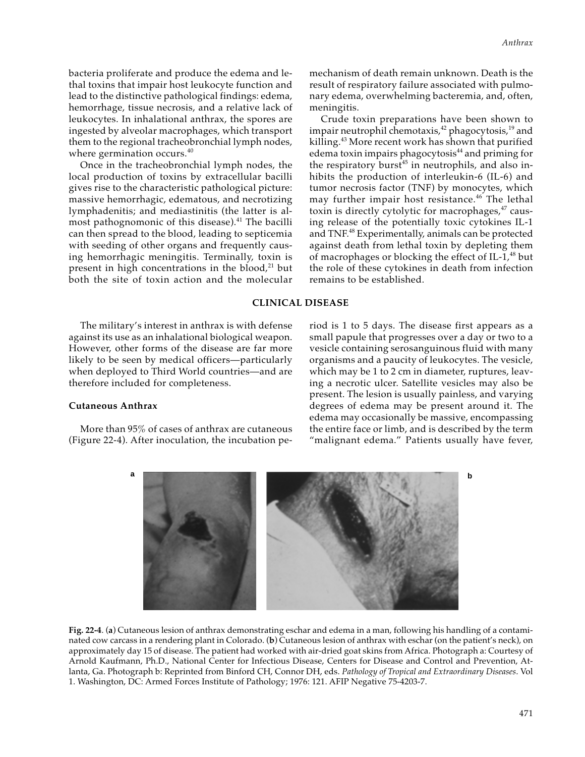bacteria proliferate and produce the edema and lethal toxins that impair host leukocyte function and lead to the distinctive pathological findings: edema, hemorrhage, tissue necrosis, and a relative lack of leukocytes. In inhalational anthrax, the spores are ingested by alveolar macrophages, which transport them to the regional tracheobronchial lymph nodes, where germination occurs.[40]

Once in the tracheobronchial lymph nodes, the local production of toxins by extracellular bacilli gives rise to the characteristic pathological picture: massive hemorrhagic, edematous, and necrotizing lymphadenitis; and mediastinitis (the latter is almost pathognomonic of this disease).[41] The bacilli can then spread to the blood, leading to septicemia with seeding of other organs and frequently causing hemorrhagic meningitis. Terminally, toxin is present in high concentrations in the blood,[21] but both the site of toxin action and the molecular mechanism of death remain unknown. Death is the result of respiratory failure associated with pulmonary edema, overwhelming bacteremia, and, often, meningitis.

Crude toxin preparations have been shown to impair neutrophil chemotaxis,[42] phagocytosis,[19] and killing.[43] More recent work has shown that purified edema toxin impairs phagocytosis[44] and priming for the respiratory burst[45] in neutrophils, and also inhibits the production of interleukin-6 (IL-6) and tumor necrosis factor (TNF) by monocytes, which may further impair host resistance.[46] The lethal toxin is directly cytolytic for macrophages,[47] causing release of the potentially toxic cytokines IL-1 and TNF.[48] Experimentally, animals can be protected against death from lethal toxin by depleting them of macrophages or blocking the effect of IL-1,[48] but the role of these cytokines in death from infection remains to be established.

## CLINICAL DISEASE

The military's interest in anthrax is with defense against its use as an inhalational biological weapon. However, other forms of the disease are far more likely to be seen by medical officers—particularly when deployed to Third World countries—and are therefore included for completeness.

### Cutaneous Anthrax

More than 95% of cases of anthrax are cutaneous (Figure 22-4). After inoculation, the incubation period is 1 to 5 days. The disease first appears as a small papule that progresses over a day or two to a vesicle containing serosanguinous fluid with many organisms and a paucity of leukocytes. The vesicle, which may be 1 to 2 cm in diameter, ruptures, leaving a necrotic ulcer. Satellite vesicles may also be present. The lesion is usually painless, and varying degrees of edema may be present around it. The edema may occasionally be massive, encompassing the entire face or limb, and is described by the term "malignant edema." Patients usually have fever,

**Fig. 22-4**. (**a**) Cutaneous lesion of anthrax demonstrating eschar and edema in a man, following his handling of a contaminated cow carcass in a rendering plant in Colorado. (**b**) Cutaneous lesion of anthrax with eschar (on the patient's neck), on approximately day 15 of disease. The patient had worked with air-dried goat skins from Africa. Photograph a: Courtesy of Arnold Kaufmann, Ph.D., National Center for Infectious Disease, Centers for Disease and Control and Prevention, Atlanta, Ga. Photograph b: Reprinted from Binford CH, Connor DH, eds. *Pathology of Tropical and Extraordinary Diseases*. Vol 1. Washington, DC: Armed Forces Institute of Pathology; 1976: 121. AFIP Negative 75-4203-7.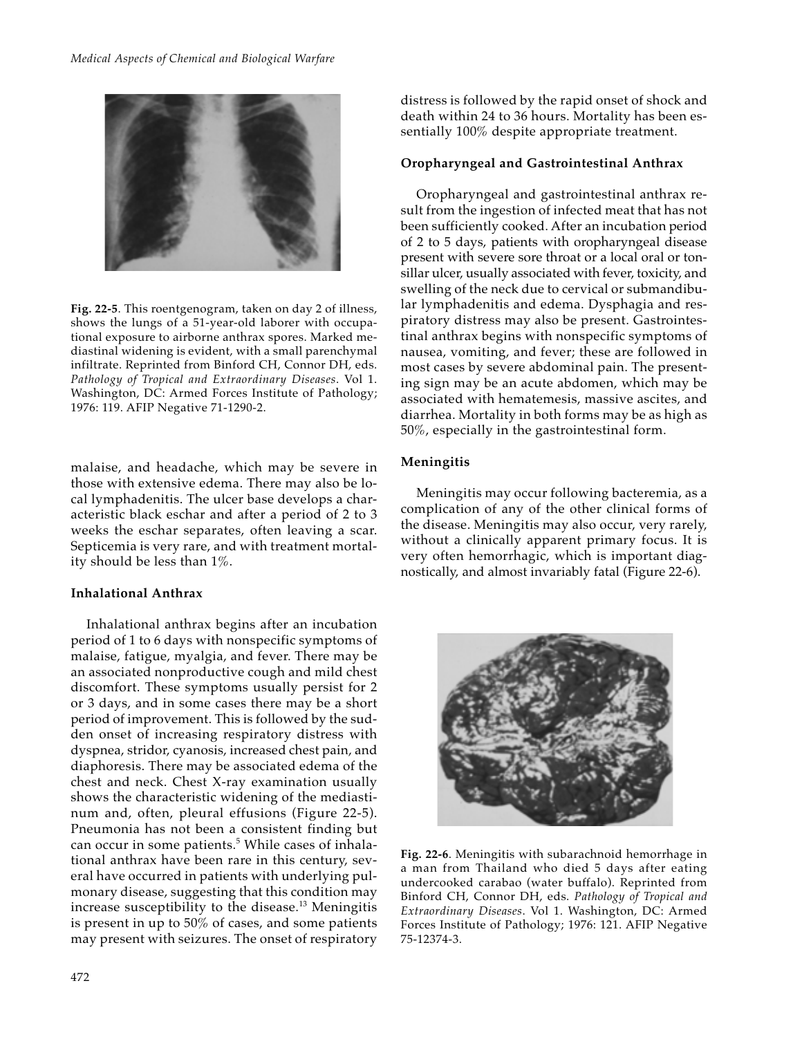Fig. 22-5. This roentgenogram, taken on day 2 of illness, shows the lungs of a 51-year-old laborer with occupational exposure to airborne anthrax spores. Marked mediastinal widening is evident, with a small parenchymal infiltrate. Reprinted from Binford CH, Connor DH, eds. *Pathology of Tropical and Extraordinary Diseases*. Vol 1. Washington, DC: Armed Forces Institute of Pathology; 1976: 119. AFIP Negative 71-1290-2.

malaise, and headache, which may be severe in those with extensive edema. There may also be local lymphadenitis. The ulcer base develops a characteristic black eschar and after a period of 2 to 3 weeks the eschar separates, often leaving a scar. Septicemia is very rare, and with treatment mortality should be less than 1%.

### Inhalational Anthrax

Inhalational anthrax begins after an incubation period of 1 to 6 days with nonspecific symptoms of malaise, fatigue, myalgia, and fever. There may be an associated nonproductive cough and mild chest discomfort. These symptoms usually persist for 2 or 3 days, and in some cases there may be a short period of improvement. This is followed by the sudden onset of increasing respiratory distress with dyspnea, stridor, cyanosis, increased chest pain, and diaphoresis. There may be associated edema of the chest and neck. Chest X-ray examination usually shows the characteristic widening of the mediastinum and, often, pleural effusions (Figure 22-5). Pneumonia has not been a consistent finding but can occur in some patients.[5] While cases of inhalational anthrax have been rare in this century, several have occurred in patients with underlying pulmonary disease, suggesting that this condition may increase susceptibility to the disease.[13] Meningitis is present in up to 50% of cases, and some patients may present with seizures. The onset of respiratory distress is followed by the rapid onset of shock and death within 24 to 36 hours. Mortality has been essentially 100% despite appropriate treatment.

### Oropharyngeal and Gastrointestinal Anthrax

Oropharyngeal and gastrointestinal anthrax result from the ingestion of infected meat that has not been sufficiently cooked. After an incubation period of 2 to 5 days, patients with oropharyngeal disease present with severe sore throat or a local oral or tonsillar ulcer, usually associated with fever, toxicity, and swelling of the neck due to cervical or submandibular lymphadenitis and edema. Dysphagia and respiratory distress may also be present. Gastrointestinal anthrax begins with nonspecific symptoms of nausea, vomiting, and fever; these are followed in most cases by severe abdominal pain. The presenting sign may be an acute abdomen, which may be associated with hematemesis, massive ascites, and diarrhea. Mortality in both forms may be as high as 50%, especially in the gastrointestinal form.

### Meningitis

Meningitis may occur following bacteremia, as a complication of any of the other clinical forms of the disease. Meningitis may also occur, very rarely, without a clinically apparent primary focus. It is very often hemorrhagic, which is important diagnostically, and almost invariably fatal (Figure 22-6).

Fig. 22-6. Meningitis with subarachnoid hemorrhage in a man from Thailand who died 5 days after eating undercooked carabao (water buffalo). Reprinted from Binford CH, Connor DH, eds. *Pathology of Tropical and Extraordinary Diseases*. Vol 1. Washington, DC: Armed Forces Institute of Pathology; 1976: 121. AFIP Negative 75-12374-3.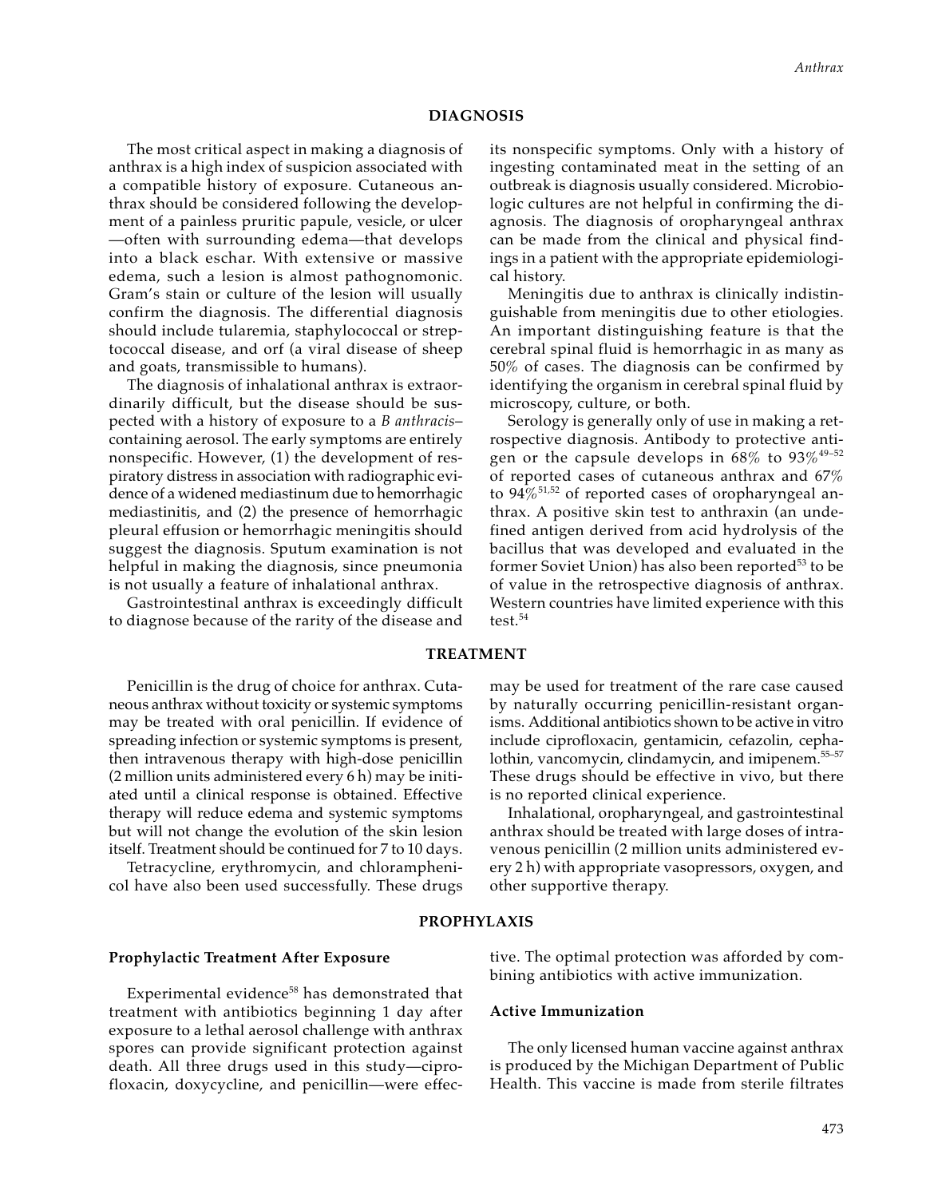## DIAGNOSIS

The most critical aspect in making a diagnosis of anthrax is a high index of suspicion associated with a compatible history of exposure. Cutaneous anthrax should be considered following the development of a painless pruritic papule, vesicle, or ulcer —often with surrounding edema—that develops into a black eschar. With extensive or massive edema, such a lesion is almost pathognomonic. Gram's stain or culture of the lesion will usually confirm the diagnosis. The differential diagnosis should include tularemia, staphylococcal or streptococcal disease, and orf (a viral disease of sheep and goats, transmissible to humans).

The diagnosis of inhalational anthrax is extraordinarily difficult, but the disease should be suspected with a history of exposure to a *B anthracis*–containing aerosol. The early symptoms are entirely nonspecific. However, (1) the development of respiratory distress in association with radiographic evidence of a widened mediastinum due to hemorrhagic mediastinitis, and (2) the presence of hemorrhagic pleural effusion or hemorrhagic meningitis should suggest the diagnosis. Sputum examination is not helpful in making the diagnosis, since pneumonia is not usually a feature of inhalational anthrax.

Gastrointestinal anthrax is exceedingly difficult to diagnose because of the rarity of the disease and its nonspecific symptoms. Only with a history of ingesting contaminated meat in the setting of an outbreak is diagnosis usually considered. Microbiologic cultures are not helpful in confirming the diagnosis. The diagnosis of oropharyngeal anthrax can be made from the clinical and physical findings in a patient with the appropriate epidemiological history.

Meningitis due to anthrax is clinically indistinguishable from meningitis due to other etiologies. An important distinguishing feature is that the cerebral spinal fluid is hemorrhagic in as many as 50% of cases. The diagnosis can be confirmed by identifying the organism in cerebral spinal fluid by microscopy, culture, or both.

Serology is generally only of use in making a retrospective diagnosis. Antibody to protective antigen or the capsule develops in 68% to 93%[49–52] of reported cases of cutaneous anthrax and 67% to 94%[51,52] of reported cases of oropharyngeal anthrax. A positive skin test to anthraxin (an undefined antigen derived from acid hydrolysis of the bacillus that was developed and evaluated in the former Soviet Union) has also been reported[53] to be of value in the retrospective diagnosis of anthrax. Western countries have limited experience with this test.[54]

## TREATMENT

Penicillin is the drug of choice for anthrax. Cutaneous anthrax without toxicity or systemic symptoms may be treated with oral penicillin. If evidence of spreading infection or systemic symptoms is present, then intravenous therapy with high-dose penicillin (2 million units administered every 6 h) may be initiated until a clinical response is obtained. Effective therapy will reduce edema and systemic symptoms but will not change the evolution of the skin lesion itself. Treatment should be continued for 7 to 10 days.

Tetracycline, erythromycin, and chloramphenicol have also been used successfully. These drugs may be used for treatment of the rare case caused by naturally occurring penicillin-resistant organisms. Additional antibiotics shown to be active in vitro include ciprofloxacin, gentamicin, cefazolin, cephalothin, vancomycin, clindamycin, and imipenem.[55–57] These drugs should be effective in vivo, but there is no reported clinical experience.

Inhalational, oropharyngeal, and gastrointestinal anthrax should be treated with large doses of intravenous penicillin (2 million units administered every 2 h) with appropriate vasopressors, oxygen, and other supportive therapy.

## PROPHYLAXIS

### Prophylactic Treatment After Exposure

Experimental evidence[58] has demonstrated that treatment with antibiotics beginning 1 day after exposure to a lethal aerosol challenge with anthrax spores can provide significant protection against death. All three drugs used in this study—ciprofloxacin, doxycycline, and penicillin—were effective. The optimal protection was afforded by combining antibiotics with active immunization.

### Active Immunization

The only licensed human vaccine against anthrax is produced by the Michigan Department of Public Health. This vaccine is made from sterile filtrates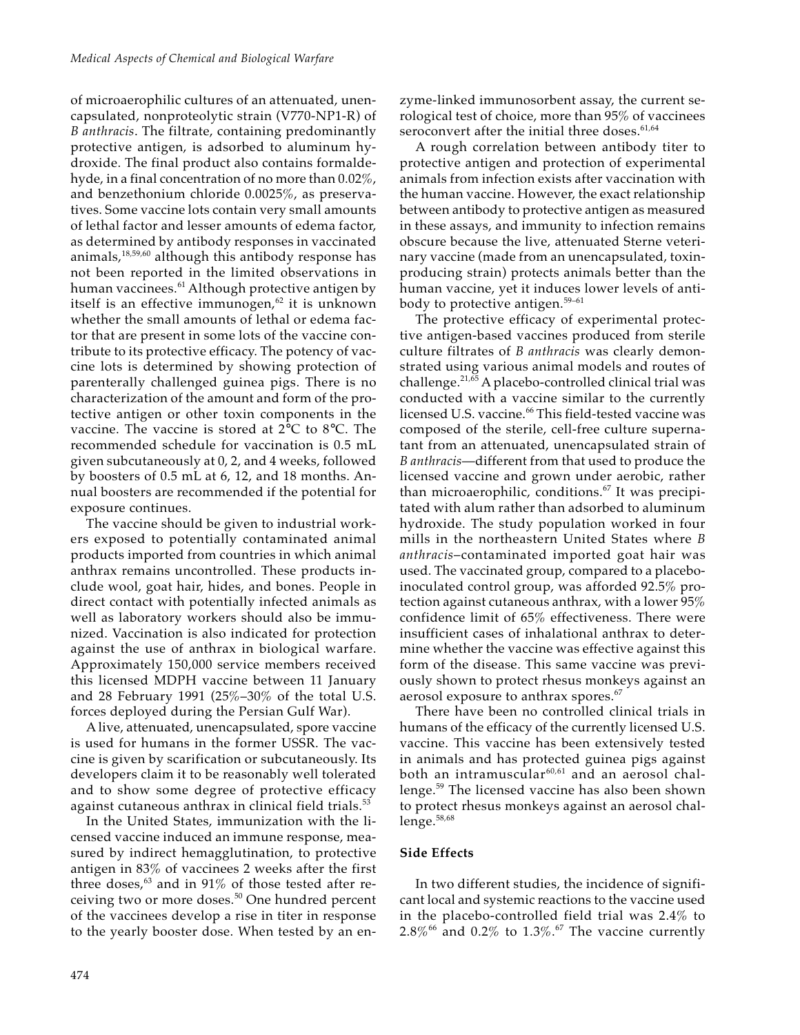of microaerophilic cultures of an attenuated, unencapsulated, nonproteolytic strain (V770-NP1-R) of *B anthracis*. The filtrate, containing predominantly protective antigen, is adsorbed to aluminum hydroxide. The final product also contains formaldehyde, in a final concentration of no more than 0.02%, and benzethonium chloride 0.0025%, as preservatives. Some vaccine lots contain very small amounts of lethal factor and lesser amounts of edema factor, as determined by antibody responses in vaccinated animals,[18,59,60] although this antibody response has not been reported in the limited observations in human vaccinees.[61] Although protective antigen by itself is an effective immunogen,[62] it is unknown whether the small amounts of lethal or edema factor that are present in some lots of the vaccine contribute to its protective efficacy. The potency of vaccine lots is determined by showing protection of parenterally challenged guinea pigs. There is no characterization of the amount and form of the protective antigen or other toxin components in the vaccine. The vaccine is stored at 2°C to 8°C. The recommended schedule for vaccination is 0.5 mL given subcutaneously at 0, 2, and 4 weeks, followed by boosters of 0.5 mL at 6, 12, and 18 months. Annual boosters are recommended if the potential for exposure continues.

The vaccine should be given to industrial workers exposed to potentially contaminated animal products imported from countries in which animal anthrax remains uncontrolled. These products include wool, goat hair, hides, and bones. People in direct contact with potentially infected animals as well as laboratory workers should also be immunized. Vaccination is also indicated for protection against the use of anthrax in biological warfare. Approximately 150,000 service members received this licensed MDPH vaccine between 11 January and 28 February 1991 (25%–30% of the total U.S. forces deployed during the Persian Gulf War).

A live, attenuated, unencapsulated, spore vaccine is used for humans in the former USSR. The vaccine is given by scarification or subcutaneously. Its developers claim it to be reasonably well tolerated and to show some degree of protective efficacy against cutaneous anthrax in clinical field trials.[53]

In the United States, immunization with the licensed vaccine induced an immune response, measured by indirect hemagglutination, to protective antigen in 83% of vaccinees 2 weeks after the first three doses,[63] and in 91% of those tested after receiving two or more doses.[50] One hundred percent of the vaccinees develop a rise in titer in response to the yearly booster dose. When tested by an enzyme-linked immunosorbent assay, the current serological test of choice, more than 95% of vaccinees seroconvert after the initial three doses.[61,64]

A rough correlation between antibody titer to protective antigen and protection of experimental animals from infection exists after vaccination with the human vaccine. However, the exact relationship between antibody to protective antigen as measured in these assays, and immunity to infection remains obscure because the live, attenuated Sterne veterinary vaccine (made from an unencapsulated, toxin-producing strain) protects animals better than the human vaccine, yet it induces lower levels of antibody to protective antigen.[59–61]

The protective efficacy of experimental protective antigen-based vaccines produced from sterile culture filtrates of *B anthracis* was clearly demonstrated using various animal models and routes of challenge.[21,65] A placebo-controlled clinical trial was conducted with a vaccine similar to the currently licensed U.S. vaccine.[66] This field-tested vaccine was composed of the sterile, cell-free culture supernatant from an attenuated, unencapsulated strain of *B anthracis*—different from that used to produce the licensed vaccine and grown under aerobic, rather than microaerophilic, conditions.[67] It was precipitated with alum rather than adsorbed to aluminum hydroxide. The study population worked in four mills in the northeastern United States where *B anthracis*–contaminated imported goat hair was used. The vaccinated group, compared to a placebo-inoculated control group, was afforded 92.5% protection against cutaneous anthrax, with a lower 95% confidence limit of 65% effectiveness. There were insufficient cases of inhalational anthrax to determine whether the vaccine was effective against this form of the disease. This same vaccine was previously shown to protect rhesus monkeys against an aerosol exposure to anthrax spores.[67]

There have been no controlled clinical trials in humans of the efficacy of the currently licensed U.S. vaccine. This vaccine has been extensively tested in animals and has protected guinea pigs against both an intramuscular[60,61] and an aerosol challenge.[59] The licensed vaccine has also been shown to protect rhesus monkeys against an aerosol challenge.[58,68]

### Side Effects

In two different studies, the incidence of significant local and systemic reactions to the vaccine used in the placebo-controlled field trial was 2.4% to 2.8%[66] and 0.2% to 1.3%.[67] The vaccine currently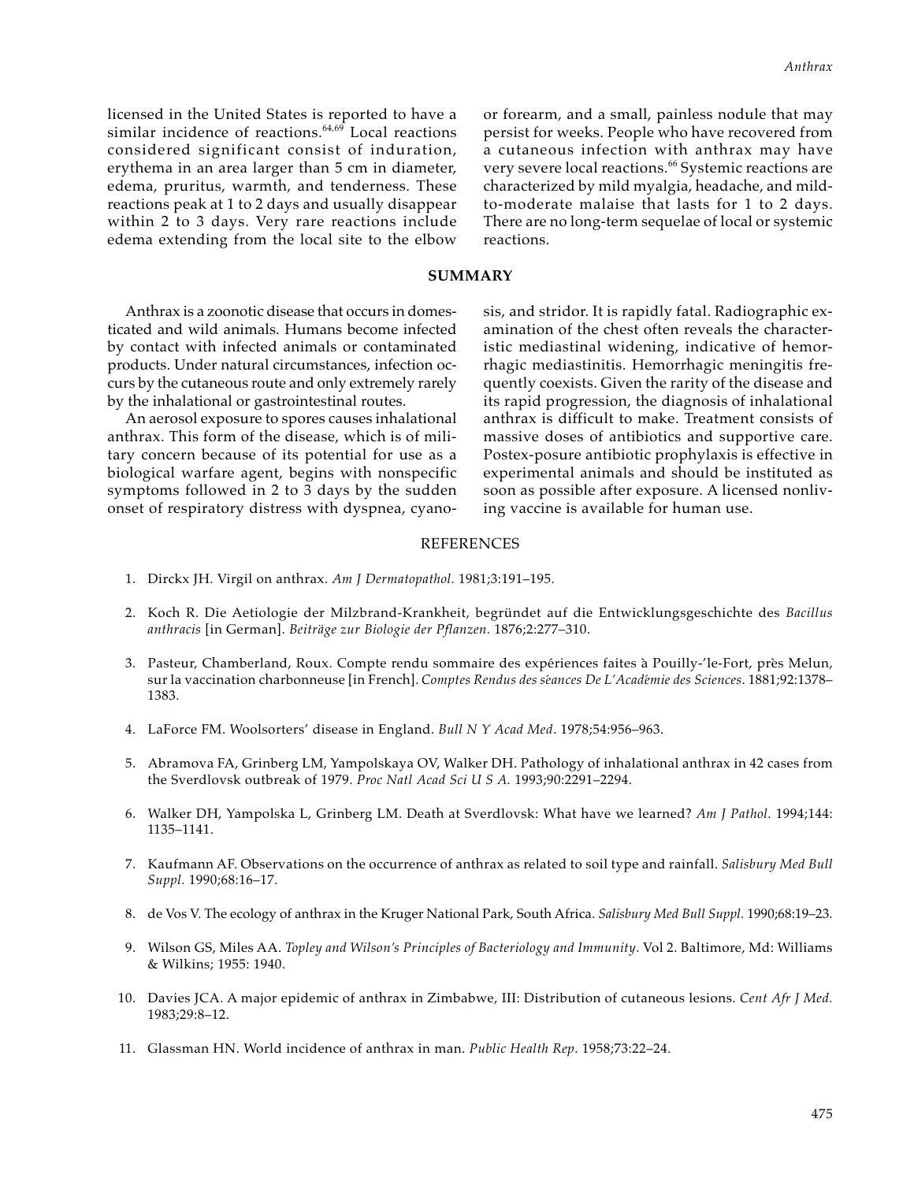licensed in the United States is reported to have a similar incidence of reactions.[64,69] Local reactions considered significant consist of induration, erythema in an area larger than 5 cm in diameter, edema, pruritus, warmth, and tenderness. These reactions peak at 1 to 2 days and usually disappear within 2 to 3 days. Very rare reactions include edema extending from the local site to the elbow or forearm, and a small, painless nodule that may persist for weeks. People who have recovered from a cutaneous infection with anthrax may have very severe local reactions.[66] Systemic reactions are characterized by mild myalgia, headache, and mild-to-moderate malaise that lasts for 1 to 2 days. There are no long-term sequelae of local or systemic reactions.

## SUMMARY

Anthrax is a zoonotic disease that occurs in domesticated and wild animals. Humans become infected by contact with infected animals or contaminated products. Under natural circumstances, infection occurs by the cutaneous route and only extremely rarely by the inhalational or gastrointestinal routes.

An aerosol exposure to spores causes inhalational anthrax. This form of the disease, which is of military concern because of its potential for use as a biological warfare agent, begins with nonspecific symptoms followed in 2 to 3 days by the sudden onset of respiratory distress with dyspnea, cyanosis, and stridor. It is rapidly fatal. Radiographic examination of the chest often reveals the characteristic mediastinal widening, indicative of hemorrhagic mediastinitis. Hemorrhagic meningitis frequently coexists. Given the rarity of the disease and its rapid progression, the diagnosis of inhalational anthrax is difficult to make. Treatment consists of massive doses of antibiotics and supportive care. Postex-posure antibiotic prophylaxis is effective in experimental animals and should be instituted as soon as possible after exposure. A licensed nonliving vaccine is available for human use.

## REFERENCES

1. Dirckx JH. Virgil on anthrax. *Am J Dermatopathol.* 1981;3:191–195.
2. Koch R. Die Aetiologie der Milzbrand-Krankheit, begründet auf die Entwicklungsgeschichte des *Bacillus anthracis* [in German]. *Beiträge zur Biologie der Pflanzen.* 1876;2:277–310.
3. Pasteur, Chamberland, Roux. Compte rendu sommaire des expériences faites à Pouilly-'le-Fort, près Melun, sur la vaccination charbonneuse [in French]. *Comptes Rendus des séances De L'Académie des Sciences*. 1881;92:1378–1383.
4. LaForce FM. Woolsorters' disease in England. *Bull N Y Acad Med*. 1978;54:956–963.
5. Abramova FA, Grinberg LM, Yampolskaya OV, Walker DH. Pathology of inhalational anthrax in 42 cases from the Sverdlovsk outbreak of 1979. *Proc Natl Acad Sci U S A.* 1993;90:2291–2294.
6. Walker DH, Yampolska L, Grinberg LM. Death at Sverdlovsk: What have we learned? *Am J Pathol.* 1994;144: 1135–1141.
7. Kaufmann AF. Observations on the occurrence of anthrax as related to soil type and rainfall. *Salisbury Med Bull Suppl.* 1990;68:16–17.
8. de Vos V. The ecology of anthrax in the Kruger National Park, South Africa. *Salisbury Med Bull Suppl.* 1990;68:19–23.
9. Wilson GS, Miles AA. *Topley and Wilson's Principles of Bacteriology and Immunity*. Vol 2. Baltimore, Md: Williams & Wilkins; 1955: 1940.
10. Davies JCA. A major epidemic of anthrax in Zimbabwe, III: Distribution of cutaneous lesions. *Cent Afr J Med.* 1983;29:8–12.
11. Glassman HN. World incidence of anthrax in man. *Public Health Rep*. 1958;73:22–24.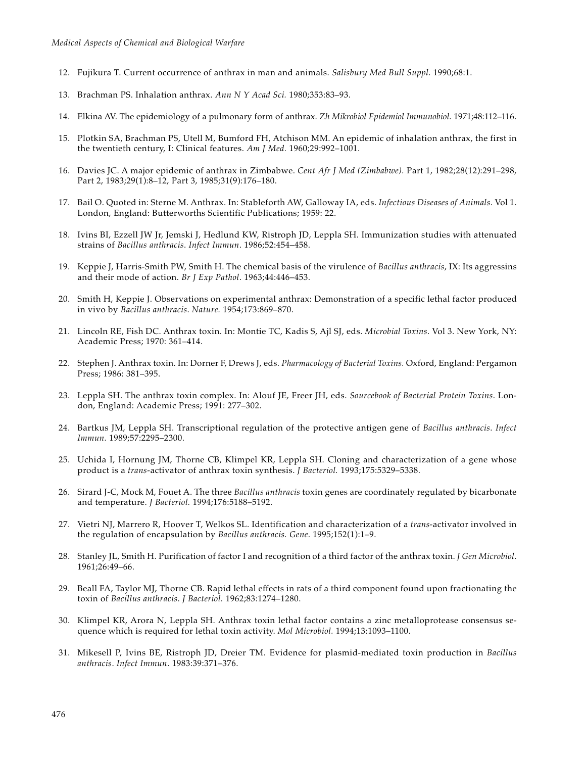12. Fujikura T. Current occurrence of anthrax in man and animals. *Salisbury Med Bull Suppl.* 1990;68:1.

13. Brachman PS. Inhalation anthrax. *Ann N Y Acad Sci.* 1980;353:83–93.

14. Elkina AV. The epidemiology of a pulmonary form of anthrax. *Zh Mikrobiol Epidemiol Immunobiol.* 1971;48:112–116.

15. Plotkin SA, Brachman PS, Utell M, Bumford FH, Atchison MM. An epidemic of inhalation anthrax, the first in the twentieth century, I: Clinical features. *Am J Med.* 1960;29:992–1001.

16. Davies JC. A major epidemic of anthrax in Zimbabwe. *Cent Afr J Med (Zimbabwe).* Part 1, 1982;28(12):291–298, Part 2, 1983;29(1):8–12, Part 3, 1985;31(9):176–180.

17. Bail O. Quoted in: Sterne M. Anthrax. In: Stableforth AW, Galloway IA, eds. *Infectious Diseases of Animals.* Vol 1. London, England: Butterworths Scientific Publications; 1959: 22.

18. Ivins BI, Ezzell JW Jr, Jemski J, Hedlund KW, Ristroph JD, Leppla SH. Immunization studies with attenuated strains of *Bacillus anthracis*. *Infect Immun*. 1986;52:454–458.

19. Keppie J, Harris-Smith PW, Smith H. The chemical basis of the virulence of *Bacillus anthracis*, IX: Its aggressins and their mode of action. *Br J Exp Pathol*. 1963;44:446–453.

20. Smith H, Keppie J. Observations on experimental anthrax: Demonstration of a specific lethal factor produced in vivo by *Bacillus anthracis*. *Nature.* 1954;173:869–870.

21. Lincoln RE, Fish DC. Anthrax toxin. In: Montie TC, Kadis S, Ajl SJ, eds. *Microbial Toxins*. Vol 3. New York, NY: Academic Press; 1970: 361–414.

22. Stephen J. Anthrax toxin. In: Dorner F, Drews J, eds. *Pharmacology of Bacterial Toxins.* Oxford, England: Pergamon Press; 1986: 381–395.

23. Leppla SH. The anthrax toxin complex. In: Alouf JE, Freer JH, eds. *Sourcebook of Bacterial Protein Toxins*. London, England: Academic Press; 1991: 277–302.

24. Bartkus JM, Leppla SH. Transcriptional regulation of the protective antigen gene of *Bacillus anthracis*. *Infect Immun.* 1989;57:2295–2300.

25. Uchida I, Hornung JM, Thorne CB, Klimpel KR, Leppla SH. Cloning and characterization of a gene whose product is a *trans*-activator of anthrax toxin synthesis. *J Bacteriol.* 1993;175:5329–5338.

26. Sirard J-C, Mock M, Fouet A. The three *Bacillus anthracis* toxin genes are coordinately regulated by bicarbonate and temperature. *J Bacteriol.* 1994;176:5188–5192.

27. Vietri NJ, Marrero R, Hoover T, Welkos SL. Identification and characterization of a *trans*-activator involved in the regulation of encapsulation by *Bacillus anthracis. Gene*. 1995;152(1):1–9.

28. Stanley JL, Smith H. Purification of factor I and recognition of a third factor of the anthrax toxin. *J Gen Microbiol.* 1961;26:49–66.

29. Beall FA, Taylor MJ, Thorne CB. Rapid lethal effects in rats of a third component found upon fractionating the toxin of *Bacillus anthracis*. *J Bacteriol.* 1962;83:1274–1280.

30. Klimpel KR, Arora N, Leppla SH. Anthrax toxin lethal factor contains a zinc metalloprotease consensus sequence which is required for lethal toxin activity. *Mol Microbiol.* 1994;13:1093–1100.

31. Mikesell P, Ivins BE, Ristroph JD, Dreier TM. Evidence for plasmid-mediated toxin production in *Bacillus anthracis*. *Infect Immun*. 1983:39:371–376.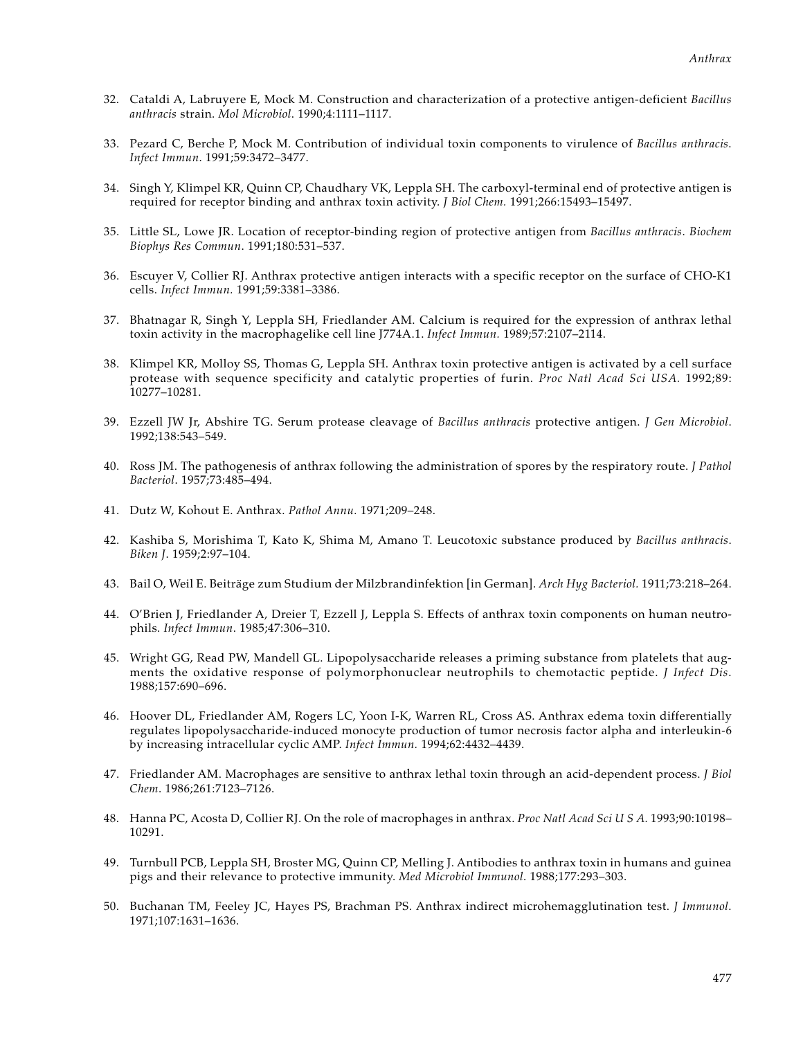32. Cataldi A, Labruyere E, Mock M. Construction and characterization of a protective antigen-deficient *Bacillus anthracis* strain. *Mol Microbiol*. 1990;4:1111–1117.

33. Pezard C, Berche P, Mock M. Contribution of individual toxin components to virulence of *Bacillus anthracis*. *Infect Immun*. 1991;59:3472–3477.

34. Singh Y, Klimpel KR, Quinn CP, Chaudhary VK, Leppla SH. The carboxyl-terminal end of protective antigen is required for receptor binding and anthrax toxin activity. *J Biol Chem*. 1991;266:15493–15497.

35. Little SL, Lowe JR. Location of receptor-binding region of protective antigen from *Bacillus anthracis*. *Biochem Biophys Res Commun*. 1991;180:531–537.

36. Escuyer V, Collier RJ. Anthrax protective antigen interacts with a specific receptor on the surface of CHO-K1 cells. *Infect Immun*. 1991;59:3381–3386.

37. Bhatnagar R, Singh Y, Leppla SH, Friedlander AM. Calcium is required for the expression of anthrax lethal toxin activity in the macrophagelike cell line J774A.1. *Infect Immun*. 1989;57:2107–2114.

38. Klimpel KR, Molloy SS, Thomas G, Leppla SH. Anthrax toxin protective antigen is activated by a cell surface protease with sequence specificity and catalytic properties of furin. *Proc Natl Acad Sci USA*. 1992;89: 10277–10281.

39. Ezzell JW Jr, Abshire TG. Serum protease cleavage of *Bacillus anthracis* protective antigen. *J Gen Microbiol*. 1992;138:543–549.

40. Ross JM. The pathogenesis of anthrax following the administration of spores by the respiratory route. *J Pathol Bacteriol*. 1957;73:485–494.

41. Dutz W, Kohout E. Anthrax. *Pathol Annu*. 1971;209–248.

42. Kashiba S, Morishima T, Kato K, Shima M, Amano T. Leucotoxic substance produced by *Bacillus anthracis*. *Biken J*. 1959;2:97–104.

43. Bail O, Weil E. Beiträge zum Studium der Milzbrandinfektion [in German]. *Arch Hyg Bacteriol*. 1911;73:218–264.

44. O'Brien J, Friedlander A, Dreier T, Ezzell J, Leppla S. Effects of anthrax toxin components on human neutrophils. *Infect Immun*. 1985;47:306–310.

45. Wright GG, Read PW, Mandell GL. Lipopolysaccharide releases a priming substance from platelets that augments the oxidative response of polymorphonuclear neutrophils to chemotactic peptide. *J Infect Dis*. 1988;157:690–696.

46. Hoover DL, Friedlander AM, Rogers LC, Yoon I-K, Warren RL, Cross AS. Anthrax edema toxin differentially regulates lipopolysaccharide-induced monocyte production of tumor necrosis factor alpha and interleukin-6 by increasing intracellular cyclic AMP. *Infect Immun*. 1994;62:4432–4439.

47. Friedlander AM. Macrophages are sensitive to anthrax lethal toxin through an acid-dependent process. *J Biol Chem*. 1986;261:7123–7126.

48. Hanna PC, Acosta D, Collier RJ. On the role of macrophages in anthrax. *Proc Natl Acad Sci U S A*. 1993;90:10198–10291.

49. Turnbull PCB, Leppla SH, Broster MG, Quinn CP, Melling J. Antibodies to anthrax toxin in humans and guinea pigs and their relevance to protective immunity. *Med Microbiol Immunol*. 1988;177:293–303.

50. Buchanan TM, Feeley JC, Hayes PS, Brachman PS. Anthrax indirect microhemagglutination test. *J Immunol*. 1971;107:1631–1636.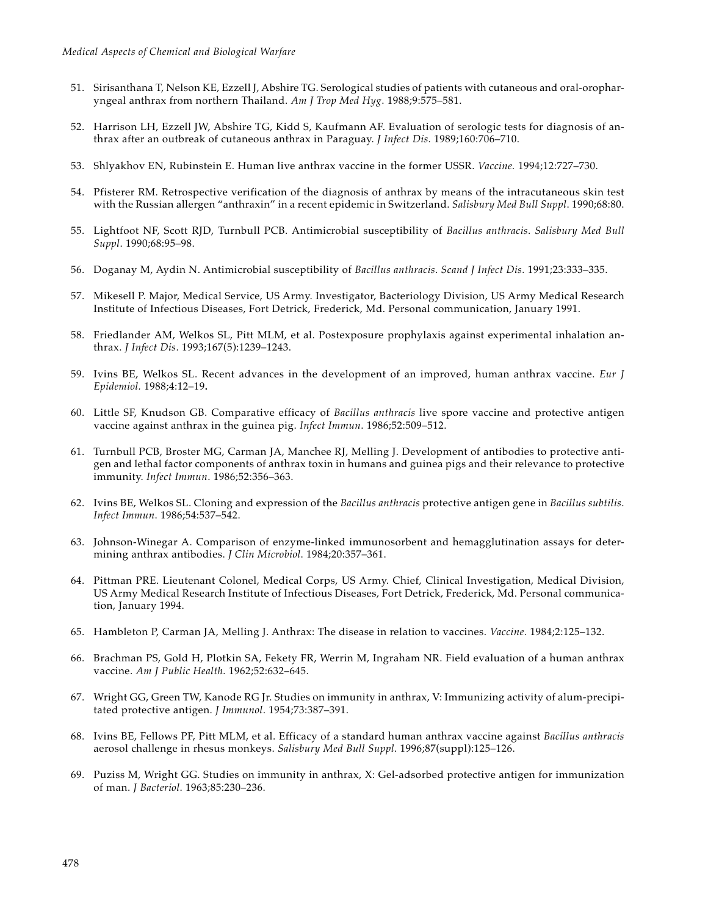51. Sirisanthana T, Nelson KE, Ezzell J, Abshire TG. Serological studies of patients with cutaneous and oral-oropharyngeal anthrax from northern Thailand. *Am J Trop Med Hyg*. 1988;9:575–581.

52. Harrison LH, Ezzell JW, Abshire TG, Kidd S, Kaufmann AF. Evaluation of serologic tests for diagnosis of anthrax after an outbreak of cutaneous anthrax in Paraguay. *J Infect Dis.* 1989;160:706–710.

53. Shlyakhov EN, Rubinstein E. Human live anthrax vaccine in the former USSR. *Vaccine.* 1994;12:727–730.

54. Pfisterer RM. Retrospective verification of the diagnosis of anthrax by means of the intracutaneous skin test with the Russian allergen "anthraxin" in a recent epidemic in Switzerland. *Salisbury Med Bull Suppl*. 1990;68:80.

55. Lightfoot NF, Scott RJD, Turnbull PCB. Antimicrobial susceptibility of *Bacillus anthracis*. *Salisbury Med Bull Suppl*. 1990;68:95–98.

56. Doganay M, Aydin N. Antimicrobial susceptibility of *Bacillus anthracis*. *Scand J Infect Dis.* 1991;23:333–335.

57. Mikesell P. Major, Medical Service, US Army. Investigator, Bacteriology Division, US Army Medical Research Institute of Infectious Diseases, Fort Detrick, Frederick, Md. Personal communication, January 1991.

58. Friedlander AM, Welkos SL, Pitt MLM, et al. Postexposure prophylaxis against experimental inhalation anthrax. *J Infect Dis*. 1993;167(5):1239–1243.

59. Ivins BE, Welkos SL. Recent advances in the development of an improved, human anthrax vaccine. *Eur J Epidemiol.* 1988;4:12–19**.**

60. Little SF, Knudson GB. Comparative efficacy of *Bacillus anthracis* live spore vaccine and protective antigen vaccine against anthrax in the guinea pig. *Infect Immun*. 1986;52:509–512.

61. Turnbull PCB, Broster MG, Carman JA, Manchee RJ, Melling J. Development of antibodies to protective antigen and lethal factor components of anthrax toxin in humans and guinea pigs and their relevance to protective immunity. *Infect Immun*. 1986;52:356–363.

62. Ivins BE, Welkos SL. Cloning and expression of the *Bacillus anthracis* protective antigen gene in *Bacillus subtilis*. *Infect Immun*. 1986;54:537–542.

63. Johnson-Winegar A. Comparison of enzyme-linked immunosorbent and hemagglutination assays for determining anthrax antibodies. *J Clin Microbiol*. 1984;20:357–361.

64. Pittman PRE. Lieutenant Colonel, Medical Corps, US Army. Chief, Clinical Investigation, Medical Division, US Army Medical Research Institute of Infectious Diseases, Fort Detrick, Frederick, Md. Personal communication, January 1994.

65. Hambleton P, Carman JA, Melling J. Anthrax: The disease in relation to vaccines. *Vaccine.* 1984;2:125–132.

66. Brachman PS, Gold H, Plotkin SA, Fekety FR, Werrin M, Ingraham NR. Field evaluation of a human anthrax vaccine. *Am J Public Health.* 1962;52:632–645.

67. Wright GG, Green TW, Kanode RG Jr. Studies on immunity in anthrax, V: Immunizing activity of alum-precipitated protective antigen. *J Immunol*. 1954;73:387–391.

68. Ivins BE, Fellows PF, Pitt MLM, et al. Efficacy of a standard human anthrax vaccine against *Bacillus anthracis* aerosol challenge in rhesus monkeys. *Salisbury Med Bull Suppl*. 1996;87(suppl):125–126.

69. Puziss M, Wright GG. Studies on immunity in anthrax, X: Gel-adsorbed protective antigen for immunization of man. *J Bacteriol*. 1963;85:230–236.